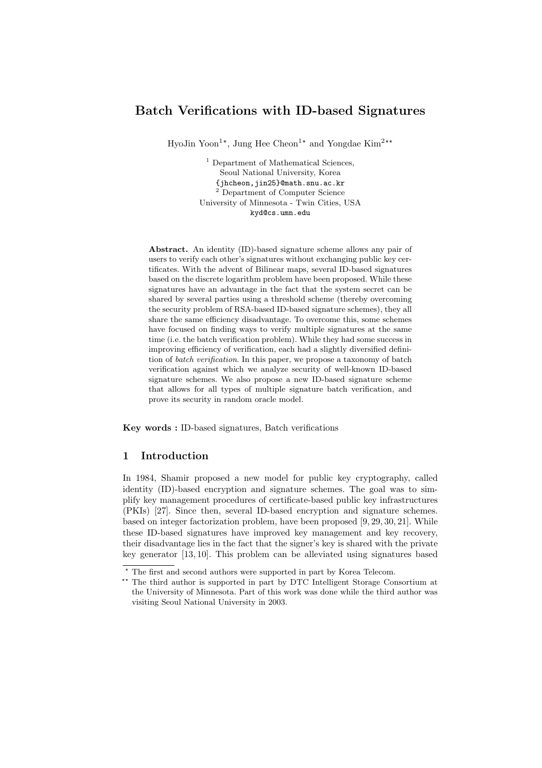# Batch Verifications with ID-based Signatures

HyoJin Yoon[1*], Jung Hee Cheon[1*] and Yongdae Kim[2**]

[1] Department of Mathematical Sciences, Seoul National University, Korea
{jhcheon,jin25}@math.snu.ac.kr

[2] Department of Computer Science
University of Minnesota - Twin Cities, USA
kyd@cs.umn.edu

**Abstract.** An identity (ID)-based signature scheme allows any pair of users to verify each other's signatures without exchanging public key certificates. With the advent of Bilinear maps, several ID-based signatures based on the discrete logarithm problem have been proposed. While these signatures have an advantage in the fact that the system secret can be shared by several parties using a threshold scheme (thereby overcoming the security problem of RSA-based ID-based signature schemes), they all share the same efficiency disadvantage. To overcome this, some schemes have focused on finding ways to verify multiple signatures at the same time (i.e. the batch verification problem). While they had some success in improving efficiency of verification, each had a slightly diversified definition of *batch verification*. In this paper, we propose a taxonomy of batch verification against which we analyze security of well-known ID-based signature schemes. We also propose a new ID-based signature scheme that allows for all types of multiple signature batch verification, and prove its security in random oracle model.

**Key words :** ID-based signatures, Batch verifications

## 1 Introduction

In 1984, Shamir proposed a new model for public key cryptography, called identity (ID)-based encryption and signature schemes. The goal was to simplify key management procedures of certificate-based public key infrastructures (PKIs) [27]. Since then, several ID-based encryption and signature schemes. based on integer factorization problem, have been proposed [9, 29, 30, 21]. While these ID-based signatures have improved key management and key recovery, their disadvantage lies in the fact that the signer's key is shared with the private key generator [13, 10]. This problem can be alleviated using signatures based

---

* The first and second authors were supported in part by Korea Telecom.

** The third author is supported in part by DTC Intelligent Storage Consortium at the University of Minnesota. Part of this work was done while the third author was visiting Seoul National University in 2003.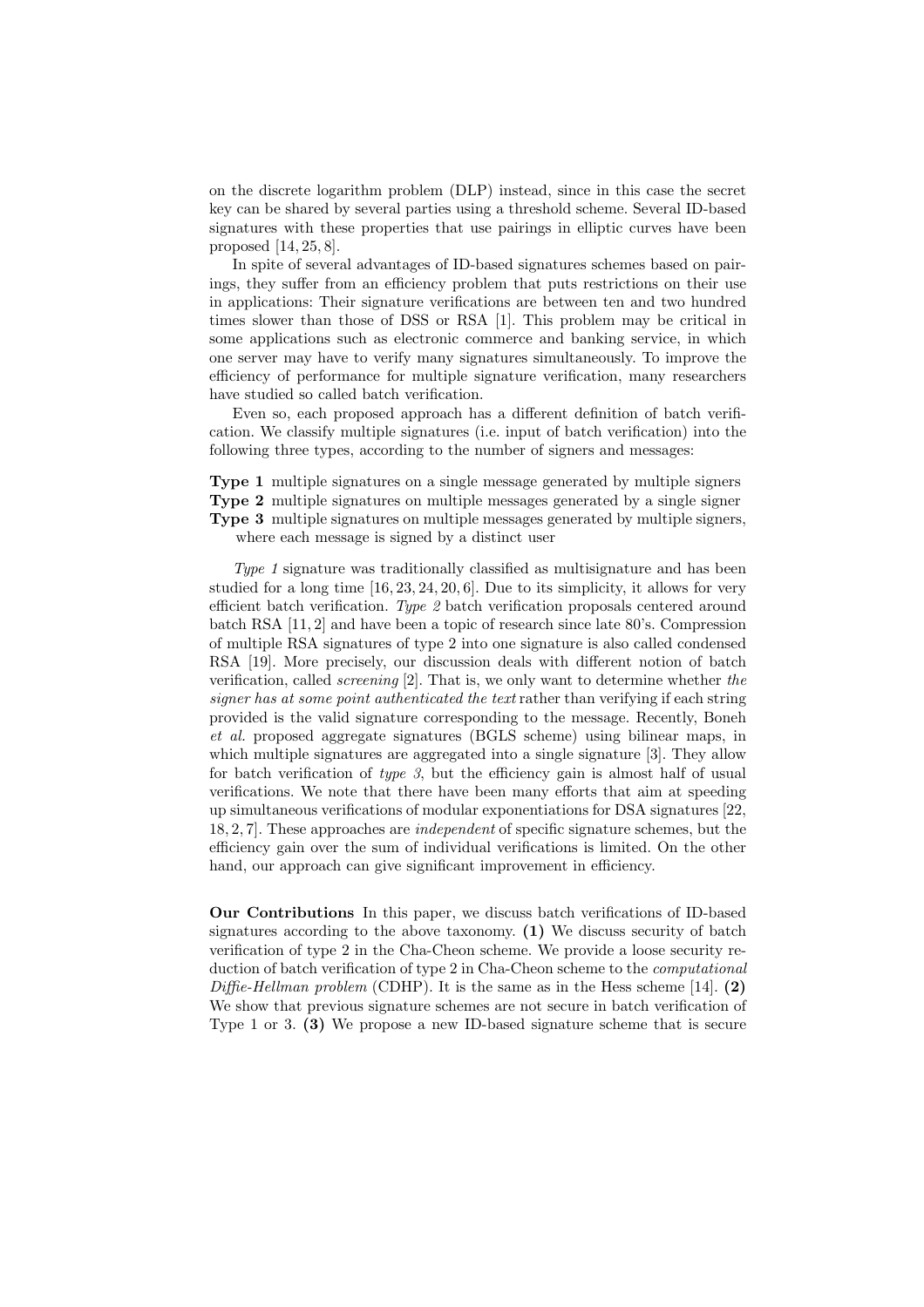on the discrete logarithm problem (DLP) instead, since in this case the secret key can be shared by several parties using a threshold scheme. Several ID-based signatures with these properties that use pairings in elliptic curves have been proposed [14, 25, 8].

In spite of several advantages of ID-based signatures schemes based on pairings, they suffer from an efficiency problem that puts restrictions on their use in applications: Their signature verifications are between ten and two hundred times slower than those of DSS or RSA [1]. This problem may be critical in some applications such as electronic commerce and banking service, in which one server may have to verify many signatures simultaneously. To improve the efficiency of performance for multiple signature verification, many researchers have studied so called batch verification.

Even so, each proposed approach has a different definition of batch verification. We classify multiple signatures (i.e. input of batch verification) into the following three types, according to the number of signers and messages:

**Type 1** multiple signatures on a single message generated by multiple signers
**Type 2** multiple signatures on multiple messages generated by a single signer
**Type 3** multiple signatures on multiple messages generated by multiple signers, where each message is signed by a distinct user

*Type 1* signature was traditionally classified as multisignature and has been studied for a long time [16, 23, 24, 20, 6]. Due to its simplicity, it allows for very efficient batch verification. *Type 2* batch verification proposals centered around batch RSA [11, 2] and have been a topic of research since late 80's. Compression of multiple RSA signatures of type 2 into one signature is also called condensed RSA [19]. More precisely, our discussion deals with different notion of batch verification, called *screening* [2]. That is, we only want to determine whether *the signer has at some point authenticated the text* rather than verifying if each string provided is the valid signature corresponding to the message. Recently, Boneh *et al.* proposed aggregate signatures (BGLS scheme) using bilinear maps, in which multiple signatures are aggregated into a single signature [3]. They allow for batch verification of *type 3*, but the efficiency gain is almost half of usual verifications. We note that there have been many efforts that aim at speeding up simultaneous verifications of modular exponentiations for DSA signatures [22, 18, 2, 7]. These approaches are *independent* of specific signature schemes, but the efficiency gain over the sum of individual verifications is limited. On the other hand, our approach can give significant improvement in efficiency.

**Our Contributions** In this paper, we discuss batch verifications of ID-based signatures according to the above taxonomy. **(1)** We discuss security of batch verification of type 2 in the Cha-Cheon scheme. We provide a loose security reduction of batch verification of type 2 in Cha-Cheon scheme to the *computational Diffie-Hellman problem* (CDHP). It is the same as in the Hess scheme [14]. **(2)** We show that previous signature schemes are not secure in batch verification of Type 1 or 3. **(3)** We propose a new ID-based signature scheme that is secure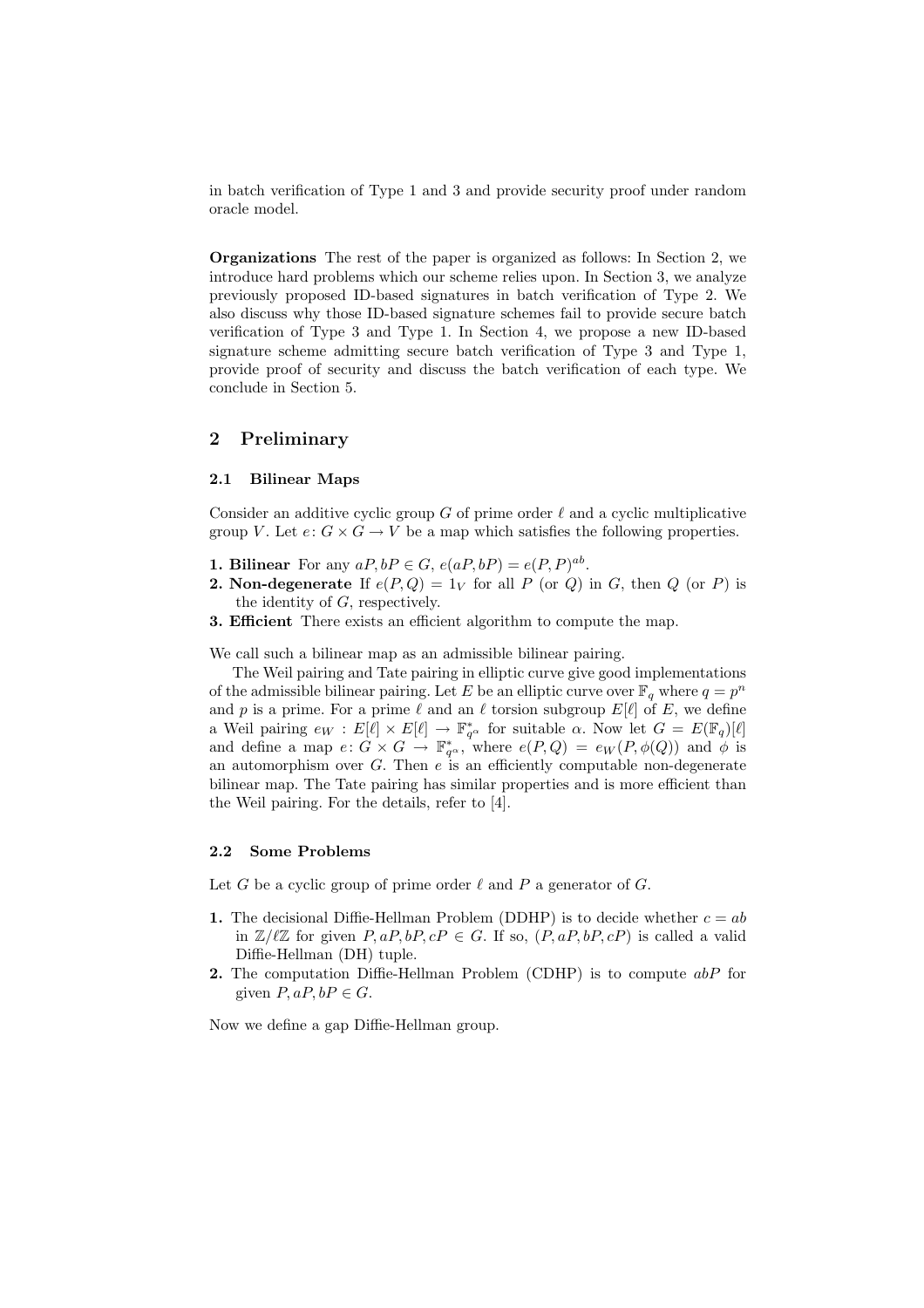in batch verification of Type 1 and 3 and provide security proof under random oracle model.

**Organizations** The rest of the paper is organized as follows: In Section 2, we introduce hard problems which our scheme relies upon. In Section 3, we analyze previously proposed ID-based signatures in batch verification of Type 2. We also discuss why those ID-based signature schemes fail to provide secure batch verification of Type 3 and Type 1. In Section 4, we propose a new ID-based signature scheme admitting secure batch verification of Type 3 and Type 1, provide proof of security and discuss the batch verification of each type. We conclude in Section 5.

## 2 Preliminary

### 2.1 Bilinear Maps

Consider an additive cyclic group $G$ of prime order $\ell$ and a cyclic multiplicative group $V$. Let $e\colon G \times G \to V$ be a map which satisfies the following properties.

**1. Bilinear** For any $aP, bP \in G$, $e(aP, bP) = e(P, P)^{ab}$.

**2. Non-degenerate** If $e(P, Q) = 1_V$ for all $P$ (or $Q$) in $G$, then $Q$ (or $P$) is the identity of $G$, respectively.

**3. Efficient** There exists an efficient algorithm to compute the map.

We call such a bilinear map as an admissible bilinear pairing.

The Weil pairing and Tate pairing in elliptic curve give good implementations of the admissible bilinear pairing. Let $E$ be an elliptic curve over $\mathbb{F}_q$ where $q = p^n$ and $p$ is a prime. For a prime $\ell$ and an $\ell$ torsion subgroup $E[\ell]$ of $E$, we define a Weil pairing $e_W : E[\ell] \times E[\ell] \to \mathbb{F}^*_{q^\alpha}$ for suitable $\alpha$. Now let $G = E(\mathbb{F}_q)[\ell]$ and define a map $e\colon G \times G \to \mathbb{F}^*_{q^\alpha}$, where $e(P, Q) = e_W(P, \phi(Q))$ and $\phi$ is an automorphism over $G$. Then $e$ is an efficiently computable non-degenerate bilinear map. The Tate pairing has similar properties and is more efficient than the Weil pairing. For the details, refer to [4].

### 2.2 Some Problems

Let $G$ be a cyclic group of prime order $\ell$ and $P$ a generator of $G$.

**1.** The decisional Diffie-Hellman Problem (DDHP) is to decide whether $c = ab$ in $\mathbb{Z}/\ell\mathbb{Z}$ for given $P, aP, bP, cP \in G$. If so, $(P, aP, bP, cP)$ is called a valid Diffie-Hellman (DH) tuple.

**2.** The computation Diffie-Hellman Problem (CDHP) is to compute $abP$ for given $P, aP, bP \in G$.

Now we define a gap Diffie-Hellman group.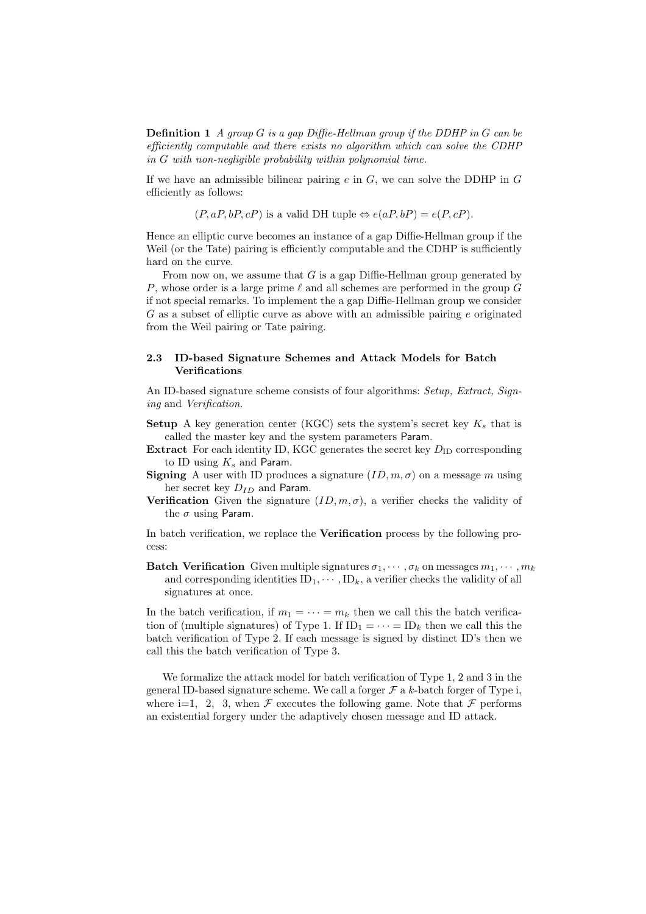**Definition 1** *A group $G$ is a gap Diffie-Hellman group if the DDHP in $G$ can be efficiently computable and there exists no algorithm which can solve the CDHP in $G$ with non-negligible probability within polynomial time.*

If we have an admissible bilinear pairing $e$ in $G$, we can solve the DDHP in $G$ efficiently as follows:

$$(P, aP, bP, cP) \text{ is a valid DH tuple} \Leftrightarrow e(aP, bP) = e(P, cP).$$

Hence an elliptic curve becomes an instance of a gap Diffie-Hellman group if the Weil (or the Tate) pairing is efficiently computable and the CDHP is sufficiently hard on the curve.

From now on, we assume that $G$ is a gap Diffie-Hellman group generated by $P$, whose order is a large prime $\ell$ and all schemes are performed in the group $G$ if not special remarks. To implement the a gap Diffie-Hellman group we consider $G$ as a subset of elliptic curve as above with an admissible pairing $e$ originated from the Weil pairing or Tate pairing.

### 2.3 ID-based Signature Schemes and Attack Models for Batch Verifications

An ID-based signature scheme consists of four algorithms: *Setup, Extract, Signing* and *Verification*.

**Setup** A key generation center (KGC) sets the system's secret key $K_s$ that is called the master key and the system parameters $\mathsf{Param}$.

**Extract** For each identity ID, KGC generates the secret key $D_{\mathrm{ID}}$ corresponding to ID using $K_s$ and $\mathsf{Param}$.

**Signing** A user with ID produces a signature $(ID, m, \sigma)$ on a message $m$ using her secret key $D_{ID}$ and $\mathsf{Param}$.

**Verification** Given the signature $(ID, m, \sigma)$, a verifier checks the validity of the $\sigma$ using $\mathsf{Param}$.

In batch verification, we replace the **Verification** process by the following process:

**Batch Verification** Given multiple signatures $\sigma_1, \cdots, \sigma_k$ on messages $m_1, \cdots, m_k$ and corresponding identities $\mathrm{ID}_1, \cdots, \mathrm{ID}_k$, a verifier checks the validity of all signatures at once.

In the batch verification, if $m_1 = \cdots = m_k$ then we call this the batch verification of (multiple signatures) of Type 1. If $\mathrm{ID}_1 = \cdots = \mathrm{ID}_k$ then we call this the batch verification of Type 2. If each message is signed by distinct ID's then we call this the batch verification of Type 3.

We formalize the attack model for batch verification of Type 1, 2 and 3 in the general ID-based signature scheme. We call a forger $\mathcal{F}$ a $k$-batch forger of Type i, where i=1, 2, 3, when $\mathcal{F}$ executes the following game. Note that $\mathcal{F}$ performs an existential forgery under the adaptively chosen message and ID attack.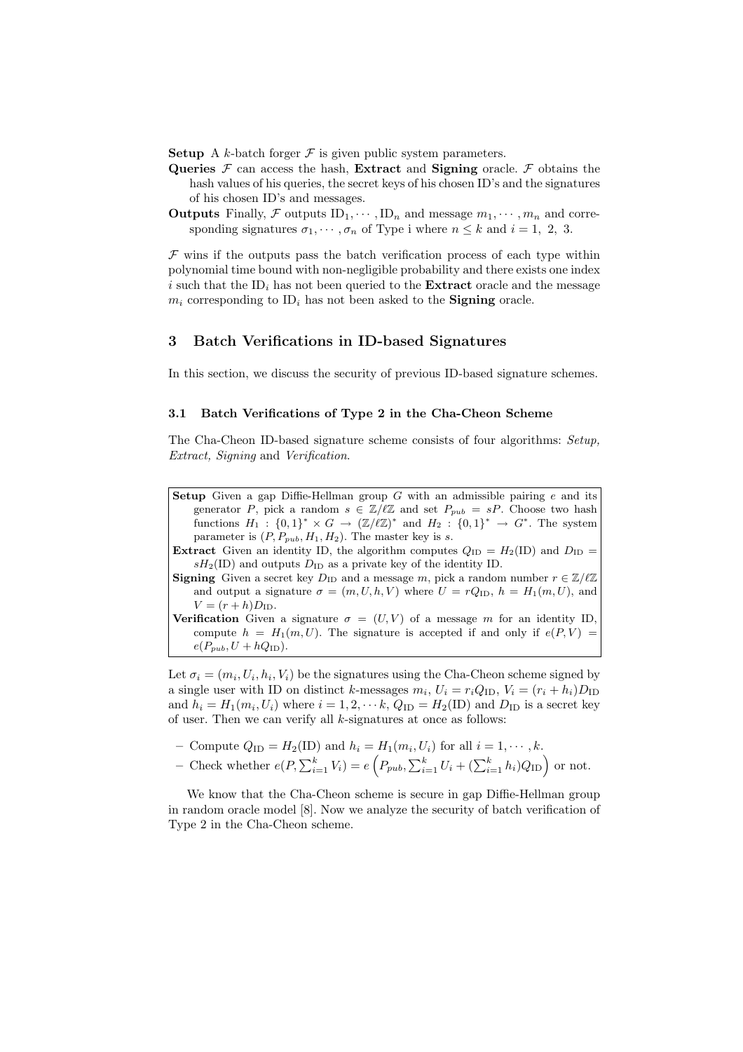**Setup** A $k$-batch forger $\mathcal{F}$ is given public system parameters.

**Queries** $\mathcal{F}$ can access the hash, **Extract** and **Signing** oracle. $\mathcal{F}$ obtains the hash values of his queries, the secret keys of his chosen ID's and the signatures of his chosen ID's and messages.

**Outputs** Finally, $\mathcal{F}$ outputs $\mathrm{ID}_1, \cdots, \mathrm{ID}_n$ and message $m_1, \cdots, m_n$ and corresponding signatures $\sigma_1, \cdots, \sigma_n$ of Type i where $n \leq k$ and $i = 1,\ 2,\ 3$.

$\mathcal{F}$ wins if the outputs pass the batch verification process of each type within polynomial time bound with non-negligible probability and there exists one index $i$ such that the $\mathrm{ID}_i$ has not been queried to the **Extract** oracle and the message $m_i$ corresponding to $\mathrm{ID}_i$ has not been asked to the **Signing** oracle.

## 3 Batch Verifications in ID-based Signatures

In this section, we discuss the security of previous ID-based signature schemes.

### 3.1 Batch Verifications of Type 2 in the Cha-Cheon Scheme

The Cha-Cheon ID-based signature scheme consists of four algorithms: *Setup, Extract, Signing* and *Verification*.

**Setup** Given a gap Diffie-Hellman group $G$ with an admissible pairing $e$ and its generator $P$, pick a random $s \in \mathbb{Z}/\ell\mathbb{Z}$ and set $P_{pub} = sP$. Choose two hash functions $H_1 : \{0,1\}^* \times G \rightarrow (\mathbb{Z}/\ell\mathbb{Z})^*$ and $H_2 : \{0,1\}^* \rightarrow G^*$. The system parameter is $(P, P_{pub}, H_1, H_2)$. The master key is $s$.

**Extract** Given an identity ID, the algorithm computes $Q_{\mathrm{ID}} = H_2(\mathrm{ID})$ and $D_{\mathrm{ID}} = sH_2(\mathrm{ID})$ and outputs $D_{\mathrm{ID}}$ as a private key of the identity ID.

**Signing** Given a secret key $D_{\mathrm{ID}}$ and a message $m$, pick a random number $r \in \mathbb{Z}/\ell\mathbb{Z}$ and output a signature $\sigma = (m, U, h, V)$ where $U = rQ_{\mathrm{ID}}$, $h = H_1(m, U)$, and $V = (r + h)D_{\mathrm{ID}}$.

**Verification** Given a signature $\sigma = (U, V)$ of a message $m$ for an identity ID, compute $h = H_1(m, U)$. The signature is accepted if and only if $e(P, V) = e(P_{pub}, U + hQ_{\mathrm{ID}})$.

Let $\sigma_i = (m_i, U_i, h_i, V_i)$ be the signatures using the Cha-Cheon scheme signed by a single user with ID on distinct $k$-messages $m_i$, $U_i = r_iQ_{\mathrm{ID}}$, $V_i = (r_i + h_i)D_{\mathrm{ID}}$ and $h_i = H_1(m_i, U_i)$ where $i = 1, 2, \cdots k$, $Q_{\mathrm{ID}} = H_2(\mathrm{ID})$ and $D_{\mathrm{ID}}$ is a secret key of user. Then we can verify all $k$-signatures at once as follows:

- Compute $Q_{\mathrm{ID}} = H_2(\mathrm{ID})$ and $h_i = H_1(m_i, U_i)$ for all $i = 1, \cdots, k$.
- Check whether $e(P, \sum_{i=1}^k V_i) = e\left(P_{pub}, \sum_{i=1}^k U_i + (\sum_{i=1}^k h_i)Q_{\mathrm{ID}}\right)$ or not.

We know that the Cha-Cheon scheme is secure in gap Diffie-Hellman group in random oracle model [8]. Now we analyze the security of batch verification of Type 2 in the Cha-Cheon scheme.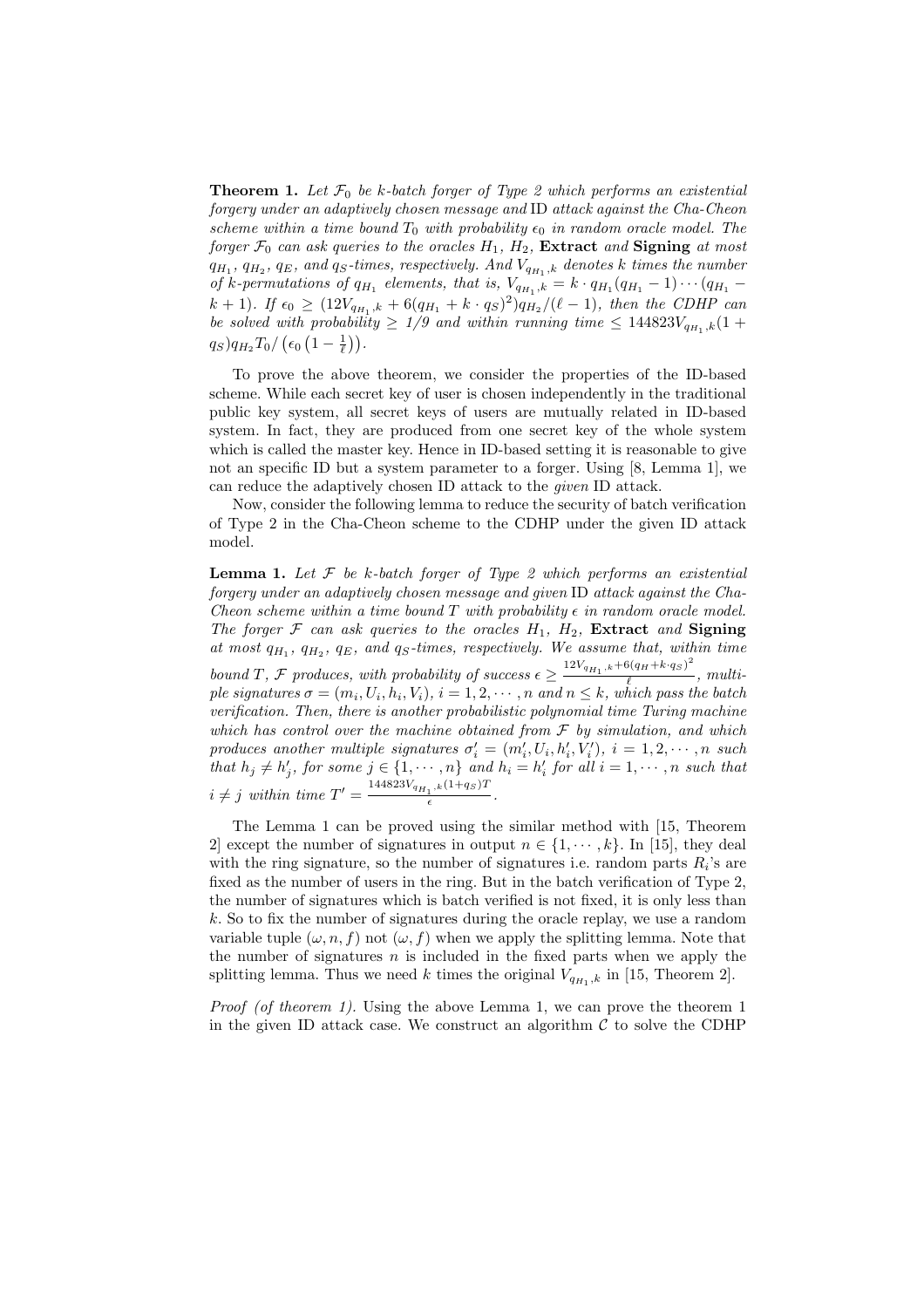**Theorem 1.** *Let $\mathcal{F}_0$ be k-batch forger of Type 2 which performs an existential forgery under an adaptively chosen message and* ID *attack against the Cha-Cheon scheme within a time bound $T_0$ with probability $\epsilon_0$ in random oracle model. The forger $\mathcal{F}_0$ can ask queries to the oracles $H_1$, $H_2$,* **Extract** *and* **Signing** *at most $q_{H_1}$, $q_{H_2}$, $q_E$, and $q_S$-times, respectively. And $V_{q_{H_1},k}$ denotes k times the number of k-permutations of $q_{H_1}$ elements, that is, $V_{q_{H_1},k} = k \cdot q_{H_1}(q_{H_1}-1)\cdots(q_{H_1}-k+1)$. If $\epsilon_0 \geq (12V_{q_{H_1},k} + 6(q_{H_1} + k \cdot q_S)^2)q_{H_2}/(\ell-1)$, then the CDHP can be solved with probability $\geq 1/9$ and within running time $\leq 144823V_{q_{H_1},k}(1+q_S)q_{H_2}T_0/\left(\epsilon_0\left(1-\frac{1}{\ell}\right)\right)$.*

To prove the above theorem, we consider the properties of the ID-based scheme. While each secret key of user is chosen independently in the traditional public key system, all secret keys of users are mutually related in ID-based system. In fact, they are produced from one secret key of the whole system which is called the master key. Hence in ID-based setting it is reasonable to give not an specific ID but a system parameter to a forger. Using [8, Lemma 1], we can reduce the adaptively chosen ID attack to the *given* ID attack.

Now, consider the following lemma to reduce the security of batch verification of Type 2 in the Cha-Cheon scheme to the CDHP under the given ID attack model.

**Lemma 1.** *Let $\mathcal{F}$ be k-batch forger of Type 2 which performs an existential forgery under an adaptively chosen message and given* ID *attack against the Cha-Cheon scheme within a time bound $T$ with probability $\epsilon$ in random oracle model. The forger $\mathcal{F}$ can ask queries to the oracles $H_1$, $H_2$,* **Extract** *and* **Signing** *at most $q_{H_1}$, $q_{H_2}$, $q_E$, and $q_S$-times, respectively. We assume that, within time bound $T$, $\mathcal{F}$ produces, with probability of success $\epsilon \geq \frac{12V_{q_{H_1},k}+6(q_H+k\cdot q_S)^2}{\ell}$, multiple signatures $\sigma = (m_i, U_i, h_i, V_i)$, $i = 1, 2, \cdots, n$ and $n \leq k$, which pass the batch verification. Then, there is another probabilistic polynomial time Turing machine which has control over the machine obtained from $\mathcal{F}$ by simulation, and which produces another multiple signatures $\sigma'_i = (m'_i, U_i, h'_i, V'_i)$, $i = 1, 2, \cdots, n$ such that $h_j \neq h'_j$, for some $j \in \{1, \cdots, n\}$ and $h_i = h'_i$ for all $i = 1, \cdots, n$ such that $i \neq j$ within time $T' = \frac{144823V_{q_{H_1},k}(1+q_S)T}{\epsilon}$.*

The Lemma 1 can be proved using the similar method with [15, Theorem 2] except the number of signatures in output $n \in \{1, \cdots, k\}$. In [15], they deal with the ring signature, so the number of signatures i.e. random parts $R_i$'s are fixed as the number of users in the ring. But in the batch verification of Type 2, the number of signatures which is batch verified is not fixed, it is only less than $k$. So to fix the number of signatures during the oracle replay, we use a random variable tuple $(\omega, n, f)$ not $(\omega, f)$ when we apply the splitting lemma. Note that the number of signatures $n$ is included in the fixed parts when we apply the splitting lemma. Thus we need $k$ times the original $V_{q_{H_1},k}$ in [15, Theorem 2].

*Proof (of theorem 1).* Using the above Lemma 1, we can prove the theorem 1 in the given ID attack case. We construct an algorithm $\mathcal{C}$ to solve the CDHP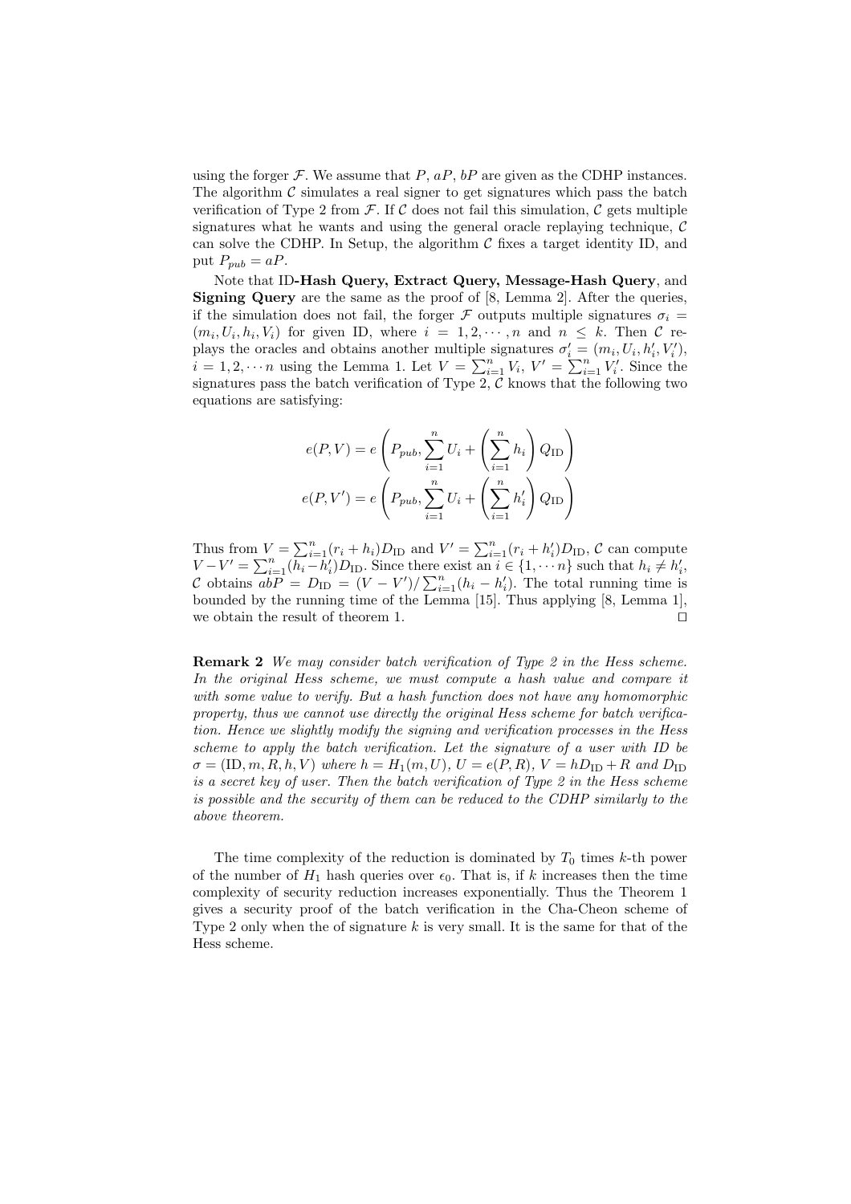using the forger $\mathcal{F}$. We assume that $P$, $aP$, $bP$ are given as the CDHP instances. The algorithm $\mathcal{C}$ simulates a real signer to get signatures which pass the batch verification of Type 2 from $\mathcal{F}$. If $\mathcal{C}$ does not fail this simulation, $\mathcal{C}$ gets multiple signatures what he wants and using the general oracle replaying technique, $\mathcal{C}$ can solve the CDHP. In Setup, the algorithm $\mathcal{C}$ fixes a target identity ID, and put $P_{pub} = aP$.

Note that ID**-Hash Query, Extract Query, Message-Hash Query**, and **Signing Query** are the same as the proof of [8, Lemma 2]. After the queries, if the simulation does not fail, the forger $\mathcal{F}$ outputs multiple signatures $\sigma_i = (m_i, U_i, h_i, V_i)$ for given ID, where $i = 1, 2, \cdots, n$ and $n \leq k$. Then $\mathcal{C}$ replays the oracles and obtains another multiple signatures $\sigma_i' = (m_i, U_i, h_i', V_i')$, $i = 1, 2, \cdots n$ using the Lemma 1. Let $V = \sum_{i=1}^{n} V_i$, $V' = \sum_{i=1}^{n} V_i'$. Since the signatures pass the batch verification of Type 2, $\mathcal{C}$ knows that the following two equations are satisfying:

$$e(P, V) = e\left(P_{pub}, \sum_{i=1}^{n} U_i + \left(\sum_{i=1}^{n} h_i\right) Q_{\mathrm{ID}}\right)$$

$$e(P, V') = e\left(P_{pub}, \sum_{i=1}^{n} U_i + \left(\sum_{i=1}^{n} h_i'\right) Q_{\mathrm{ID}}\right)$$

Thus from $V = \sum_{i=1}^{n}(r_i + h_i) D_{\mathrm{ID}}$ and $V' = \sum_{i=1}^{n}(r_i + h_i') D_{\mathrm{ID}}$, $\mathcal{C}$ can compute $V - V' = \sum_{i=1}^{n}(h_i - h_i') D_{\mathrm{ID}}$. Since there exist an $i \in \{1, \cdots n\}$ such that $h_i \neq h_i'$, $\mathcal{C}$ obtains $abP = D_{\mathrm{ID}} = (V - V')/\sum_{i=1}^{n}(h_i - h_i')$. The total running time is bounded by the running time of the Lemma [15]. Thus applying [8, Lemma 1], we obtain the result of theorem 1. $\square$

**Remark 2** *We may consider batch verification of Type 2 in the Hess scheme. In the original Hess scheme, we must compute a hash value and compare it with some value to verify. But a hash function does not have any homomorphic property, thus we cannot use directly the original Hess scheme for batch verification. Hence we slightly modify the signing and verification processes in the Hess scheme to apply the batch verification. Let the signature of a user with ID be* $\sigma = (\mathrm{ID}, m, R, h, V)$ *where* $h = H_1(m, U)$, $U = e(P, R)$, $V = hD_{\mathrm{ID}} + R$ *and* $D_{\mathrm{ID}}$ *is a secret key of user. Then the batch verification of Type 2 in the Hess scheme is possible and the security of them can be reduced to the CDHP similarly to the above theorem.*

The time complexity of the reduction is dominated by $T_0$ times $k$-th power of the number of $H_1$ hash queries over $\epsilon_0$. That is, if $k$ increases then the time complexity of security reduction increases exponentially. Thus the Theorem 1 gives a security proof of the batch verification in the Cha-Cheon scheme of Type 2 only when the of signature $k$ is very small. It is the same for that of the Hess scheme.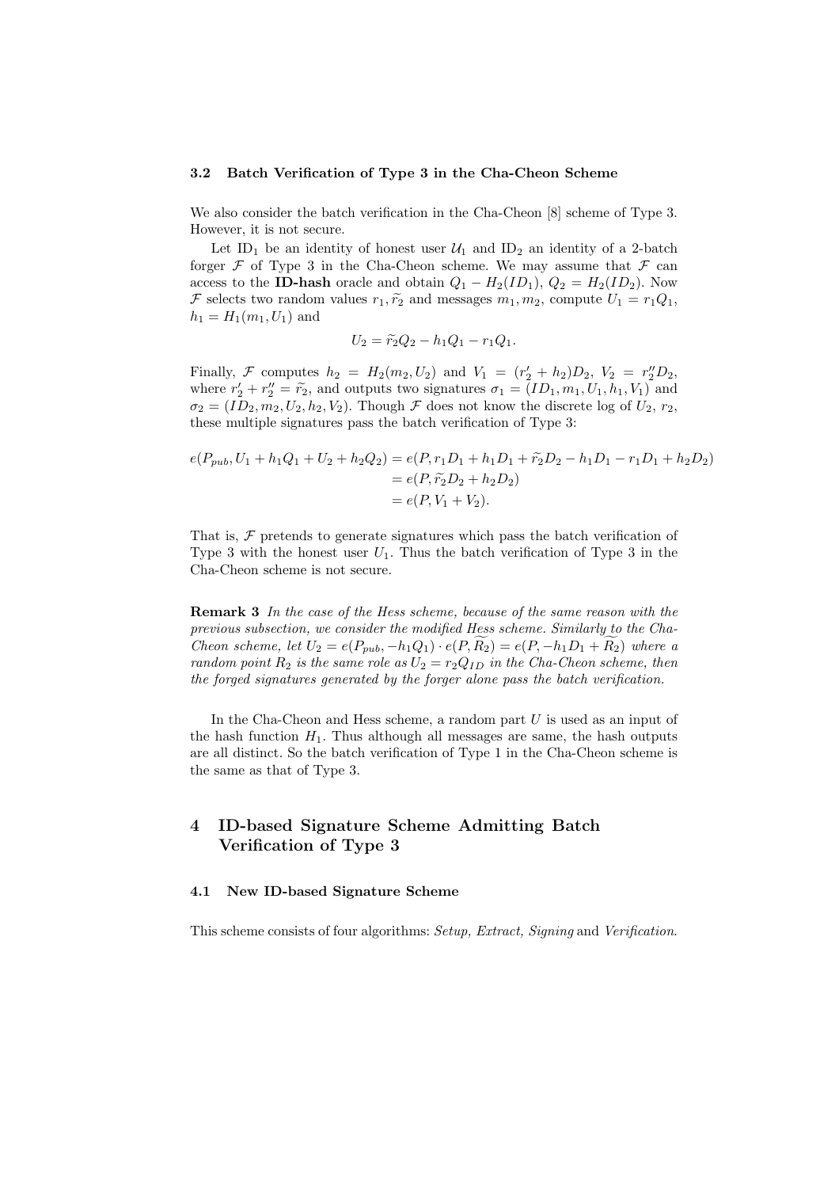### 3.2 Batch Verification of Type 3 in the Cha-Cheon Scheme

We also consider the batch verification in the Cha-Cheon [8] scheme of Type 3. However, it is not secure.

Let $\mathrm{ID}_1$ be an identity of honest user $\mathcal{U}_1$ and $\mathrm{ID}_2$ an identity of a 2-batch forger $\mathcal{F}$ of Type 3 in the Cha-Cheon scheme. We may assume that $\mathcal{F}$ can access to the **ID-hash** oracle and obtain $Q_1 - H_2(ID_1)$, $Q_2 = H_2(ID_2)$. Now $\mathcal{F}$ selects two random values $r_1, \widetilde{r}_2$ and messages $m_1, m_2$, compute $U_1 = r_1 Q_1$, $h_1 = H_1(m_1, U_1)$ and

$$U_2 = \widetilde{r}_2 Q_2 - h_1 Q_1 - r_1 Q_1.$$

Finally, $\mathcal{F}$ computes $h_2 = H_2(m_2, U_2)$ and $V_1 = (r_2' + h_2) D_2$, $V_2 = r_2'' D_2$, where $r_2' + r_2'' = \widetilde{r}_2$, and outputs two signatures $\sigma_1 = (ID_1, m_1, U_1, h_1, V_1)$ and $\sigma_2 = (ID_2, m_2, U_2, h_2, V_2)$. Though $\mathcal{F}$ does not know the discrete log of $U_2$, $r_2$, these multiple signatures pass the batch verification of Type 3:

$$\begin{aligned}
e(P_{pub}, U_1 + h_1 Q_1 + U_2 + h_2 Q_2) &= e(P, r_1 D_1 + h_1 D_1 + \widetilde{r}_2 D_2 - h_1 D_1 - r_1 D_1 + h_2 D_2) \\
&= e(P, \widetilde{r}_2 D_2 + h_2 D_2) \\
&= e(P, V_1 + V_2).
\end{aligned}$$

That is, $\mathcal{F}$ pretends to generate signatures which pass the batch verification of Type 3 with the honest user $U_1$. Thus the batch verification of Type 3 in the Cha-Cheon scheme is not secure.

**Remark 3** *In the case of the Hess scheme, because of the same reason with the previous subsection, we consider the modified Hess scheme. Similarly to the Cha-Cheon scheme, let* $U_2 = e(P_{pub}, -h_1 Q_1) \cdot e(P, \widetilde{R_2}) = e(P, -h_1 D_1 + \widetilde{R_2})$ *where a random point* $R_2$ *is the same role as* $U_2 = r_2 Q_{ID}$ *in the Cha-Cheon scheme, then the forged signatures generated by the forger alone pass the batch verification.*

In the Cha-Cheon and Hess scheme, a random part $U$ is used as an input of the hash function $H_1$. Thus although all messages are same, the hash outputs are all distinct. So the batch verification of Type 1 in the Cha-Cheon scheme is the same as that of Type 3.

## 4 ID-based Signature Scheme Admitting Batch Verification of Type 3

### 4.1 New ID-based Signature Scheme

This scheme consists of four algorithms: *Setup, Extract, Signing* and *Verification*.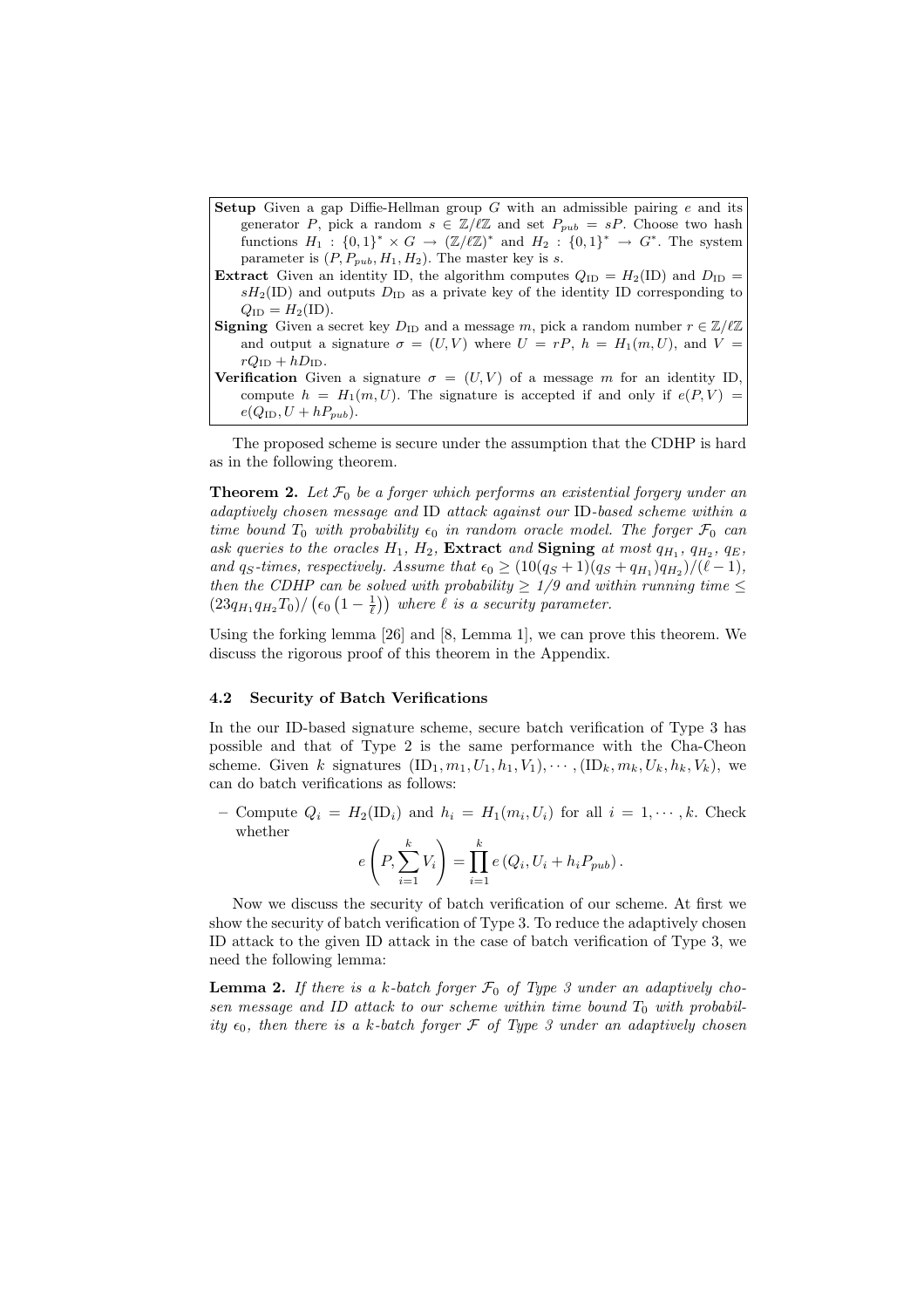**Setup** Given a gap Diffie-Hellman group $G$ with an admissible pairing $e$ and its generator $P$, pick a random $s \in \mathbb{Z}/\ell\mathbb{Z}$ and set $P_{pub} = sP$. Choose two hash functions $H_1 : \{0,1\}^* \times G \to (\mathbb{Z}/\ell\mathbb{Z})^*$ and $H_2 : \{0,1\}^* \to G^*$. The system parameter is $(P, P_{pub}, H_1, H_2)$. The master key is $s$.

**Extract** Given an identity ID, the algorithm computes $Q_{\mathrm{ID}} = H_2(\mathrm{ID})$ and $D_{\mathrm{ID}} = sH_2(\mathrm{ID})$ and outputs $D_{\mathrm{ID}}$ as a private key of the identity ID corresponding to $Q_{\mathrm{ID}} = H_2(\mathrm{ID})$.

**Signing** Given a secret key $D_{\mathrm{ID}}$ and a message $m$, pick a random number $r \in \mathbb{Z}/\ell\mathbb{Z}$ and output a signature $\sigma = (U, V)$ where $U = rP$, $h = H_1(m, U)$, and $V = rQ_{\mathrm{ID}} + hD_{\mathrm{ID}}$.

**Verification** Given a signature $\sigma = (U, V)$ of a message $m$ for an identity ID, compute $h = H_1(m, U)$. The signature is accepted if and only if $e(P, V) = e(Q_{\mathrm{ID}}, U + hP_{pub})$.

The proposed scheme is secure under the assumption that the CDHP is hard as in the following theorem.

**Theorem 2.** *Let $\mathcal{F}_0$ be a forger which performs an existential forgery under an adaptively chosen message and* ID *attack against our* ID*-based scheme within a time bound $T_0$ with probability $\epsilon_0$ in random oracle model. The forger $\mathcal{F}_0$ can ask queries to the oracles $H_1$, $H_2$,* **Extract** *and* **Signing** *at most $q_{H_1}$, $q_{H_2}$, $q_E$, and $q_S$-times, respectively. Assume that $\epsilon_0 \geq (10(q_S+1)(q_S+q_{H_1})q_{H_2})/(\ell-1)$, then the CDHP can be solved with probability $\geq 1/9$ and within running time $\leq (23q_{H_1}q_{H_2}T_0)/\left(\epsilon_0\left(1-\frac{1}{\ell}\right)\right)$ where $\ell$ is a security parameter.*

Using the forking lemma [26] and [8, Lemma 1], we can prove this theorem. We discuss the rigorous proof of this theorem in the Appendix.

### 4.2 Security of Batch Verifications

In the our ID-based signature scheme, secure batch verification of Type 3 has possible and that of Type 2 is the same performance with the Cha-Cheon scheme. Given $k$ signatures $(\mathrm{ID}_1, m_1, U_1, h_1, V_1), \cdots, (\mathrm{ID}_k, m_k, U_k, h_k, V_k)$, we can do batch verifications as follows:

- Compute $Q_i = H_2(\mathrm{ID}_i)$ and $h_i = H_1(m_i, U_i)$ for all $i = 1, \cdots, k$. Check whether

$$e\left(P, \sum_{i=1}^{k} V_i\right) = \prod_{i=1}^{k} e\left(Q_i, U_i + h_i P_{pub}\right).$$

Now we discuss the security of batch verification of our scheme. At first we show the security of batch verification of Type 3. To reduce the adaptively chosen ID attack to the given ID attack in the case of batch verification of Type 3, we need the following lemma:

**Lemma 2.** *If there is a $k$-batch forger $\mathcal{F}_0$ of Type 3 under an adaptively chosen message and ID attack to our scheme within time bound $T_0$ with probability $\epsilon_0$, then there is a $k$-batch forger $\mathcal{F}$ of Type 3 under an adaptively chosen*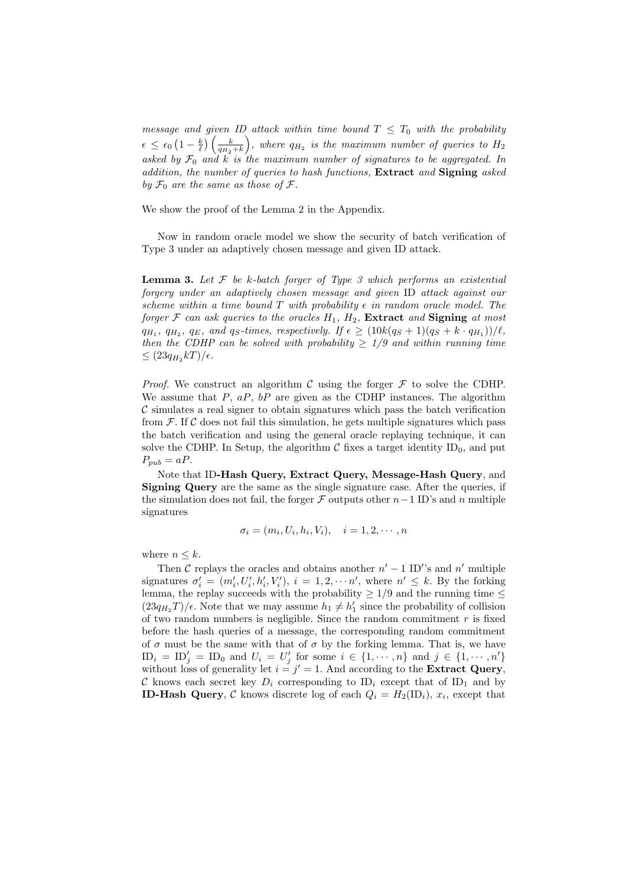*message and given ID attack within time bound $T \leq T_0$ with the probability $\epsilon \leq \epsilon_0 \left(1 - \frac{k}{\ell}\right)\left(\frac{k}{q_{H_2}+k}\right)$, where $q_{H_2}$ is the maximum number of queries to $H_2$ asked by $\mathcal{F}_0$ and $k$ is the maximum number of signatures to be aggregated. In addition, the number of queries to hash functions,* **Extract** *and* **Signing** *asked by $\mathcal{F}_0$ are the same as those of $\mathcal{F}$.*

We show the proof of the Lemma 2 in the Appendix.

Now in random oracle model we show the security of batch verification of Type 3 under an adaptively chosen message and given ID attack.

**Lemma 3.** *Let $\mathcal{F}$ be $k$-batch forger of Type 3 which performs an existential forgery under an adaptively chosen message and given* ID *attack against our scheme within a time bound $T$ with probability $\epsilon$ in random oracle model. The forger $\mathcal{F}$ can ask queries to the oracles $H_1$, $H_2$,* **Extract** *and* **Signing** *at most $q_{H_1}$, $q_{H_2}$, $q_E$, and $q_S$-times, respectively. If $\epsilon \geq (10k(q_S+1)(q_S+k \cdot q_{H_1}))/\ell$, then the CDHP can be solved with probability $\geq$ 1/9 and within running time $\leq (23q_{H_2}kT)/\epsilon$.*

*Proof.* We construct an algorithm $\mathcal{C}$ using the forger $\mathcal{F}$ to solve the CDHP. We assume that $P$, $aP$, $bP$ are given as the CDHP instances. The algorithm $\mathcal{C}$ simulates a real signer to obtain signatures which pass the batch verification from $\mathcal{F}$. If $\mathcal{C}$ does not fail this simulation, he gets multiple signatures which pass the batch verification and using the general oracle replaying technique, it can solve the CDHP. In Setup, the algorithm $\mathcal{C}$ fixes a target identity $\mathrm{ID}_0$, and put $P_{pub} = aP$.

Note that ID**-Hash Query, Extract Query, Message-Hash Query**, and **Signing Query** are the same as the single signature case. After the queries, if the simulation does not fail, the forger $\mathcal{F}$ outputs other $n-1$ ID's and $n$ multiple signatures

$$\sigma_i = (m_i, U_i, h_i, V_i), \quad i = 1, 2, \cdots, n$$

where $n \leq k$.

Then $\mathcal{C}$ replays the oracles and obtains another $n'-1$ ID$'$'s and $n'$ multiple signatures $\sigma'_i = (m'_i, U'_i, h'_i, V'_i)$, $i = 1, 2, \cdots n'$, where $n' \leq k$. By the forking lemma, the replay succeeds with the probability $\geq 1/9$ and the running time $\leq (23q_{H_2}T)/\epsilon$. Note that we may assume $h_1 \neq h'_1$ since the probability of collision of two random numbers is negligible. Since the random commitment $r$ is fixed before the hash queries of a message, the corresponding random commitment of $\sigma$ must be the same with that of $\sigma$ by the forking lemma. That is, we have $\mathrm{ID}_i = \mathrm{ID}'_j = \mathrm{ID}_0$ and $U_i = U'_j$ for some $i \in \{1, \cdots, n\}$ and $j \in \{1, \cdots, n'\}$ without loss of generality let $i = j' = 1$. And according to the **Extract Query**, $\mathcal{C}$ knows each secret key $D_i$ corresponding to $\mathrm{ID}_i$ except that of $\mathrm{ID}_1$ and by **ID-Hash Query**, $\mathcal{C}$ knows discrete log of each $Q_i = H_2(\mathrm{ID}_i)$, $x_i$, except that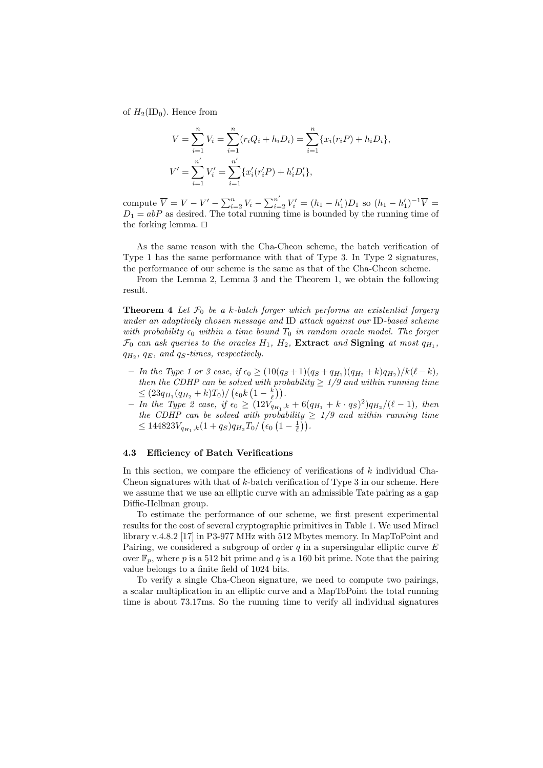of $H_2(\mathrm{ID}_0)$. Hence from

$$V = \sum_{i=1}^{n} V_i = \sum_{i=1}^{n} (r_i Q_i + h_i D_i) = \sum_{i=1}^{n} \{x_i(r_i P) + h_i D_i\},$$

$$V' = \sum_{i=1}^{n'} V'_i = \sum_{i=1}^{n'} \{x'_i(r'_i P) + h'_i D'_i\},$$

compute $\overline{V} = V - V' - \sum_{i=2}^{n} V_i - \sum_{i=2}^{n'} V'_i = (h_1 - h'_1)D_1$ so $(h_1 - h'_1)^{-1}\overline{V} = D_1 = abP$ as desired. The total running time is bounded by the running time of the forking lemma. □

As the same reason with the Cha-Cheon scheme, the batch verification of Type 1 has the same performance with that of Type 3. In Type 2 signatures, the performance of our scheme is the same as that of the Cha-Cheon scheme.

From the Lemma 2, Lemma 3 and the Theorem 1, we obtain the following result.

**Theorem 4** *Let $\mathcal{F}_0$ be a $k$-batch forger which performs an existential forgery under an adaptively chosen message and* ID *attack against our* ID*-based scheme with probability $\epsilon_0$ within a time bound $T_0$ in random oracle model. The forger $\mathcal{F}_0$ can ask queries to the oracles $H_1$, $H_2$,* **Extract** *and* **Signing** *at most $q_{H_1}$, $q_{H_2}$, $q_E$, and $q_S$-times, respectively.*

- *In the Type 1 or 3 case, if $\epsilon_0 \geq (10(q_S+1)(q_S+q_{H_1})(q_{H_2}+k)q_{H_2})/k(\ell-k)$, then the CDHP can be solved with probability $\geq 1/9$ and within running time $\leq (23q_{H_1}(q_{H_2}+k)T_0)/\left(\epsilon_0 k\left(1-\frac{k}{\ell}\right)\right)$.*
- *In the Type 2 case, if $\epsilon_0 \geq (12V_{q_{H_1},k} + 6(q_{H_1} + k \cdot q_S)^2)q_{H_2}/(\ell-1)$, then the CDHP can be solved with probability $\geq 1/9$ and within running time $\leq 144823V_{q_{H_1},k}(1+q_S)q_{H_2}T_0/\left(\epsilon_0\left(1-\frac{1}{\ell}\right)\right)$.*

### 4.3 Efficiency of Batch Verifications

In this section, we compare the efficiency of verifications of $k$ individual Cha-Cheon signatures with that of $k$-batch verification of Type 3 in our scheme. Here we assume that we use an elliptic curve with an admissible Tate pairing as a gap Diffie-Hellman group.

To estimate the performance of our scheme, we first present experimental results for the cost of several cryptographic primitives in Table 1. We used Miracl library v.4.8.2 [17] in P3-977 MHz with 512 Mbytes memory. In MapToPoint and Pairing, we considered a subgroup of order $q$ in a supersingular elliptic curve $E$ over $\mathbb{F}_p$, where $p$ is a 512 bit prime and $q$ is a 160 bit prime. Note that the pairing value belongs to a finite field of 1024 bits.

To verify a single Cha-Cheon signature, we need to compute two pairings, a scalar multiplication in an elliptic curve and a MapToPoint the total running time is about 73.17ms. So the running time to verify all individual signatures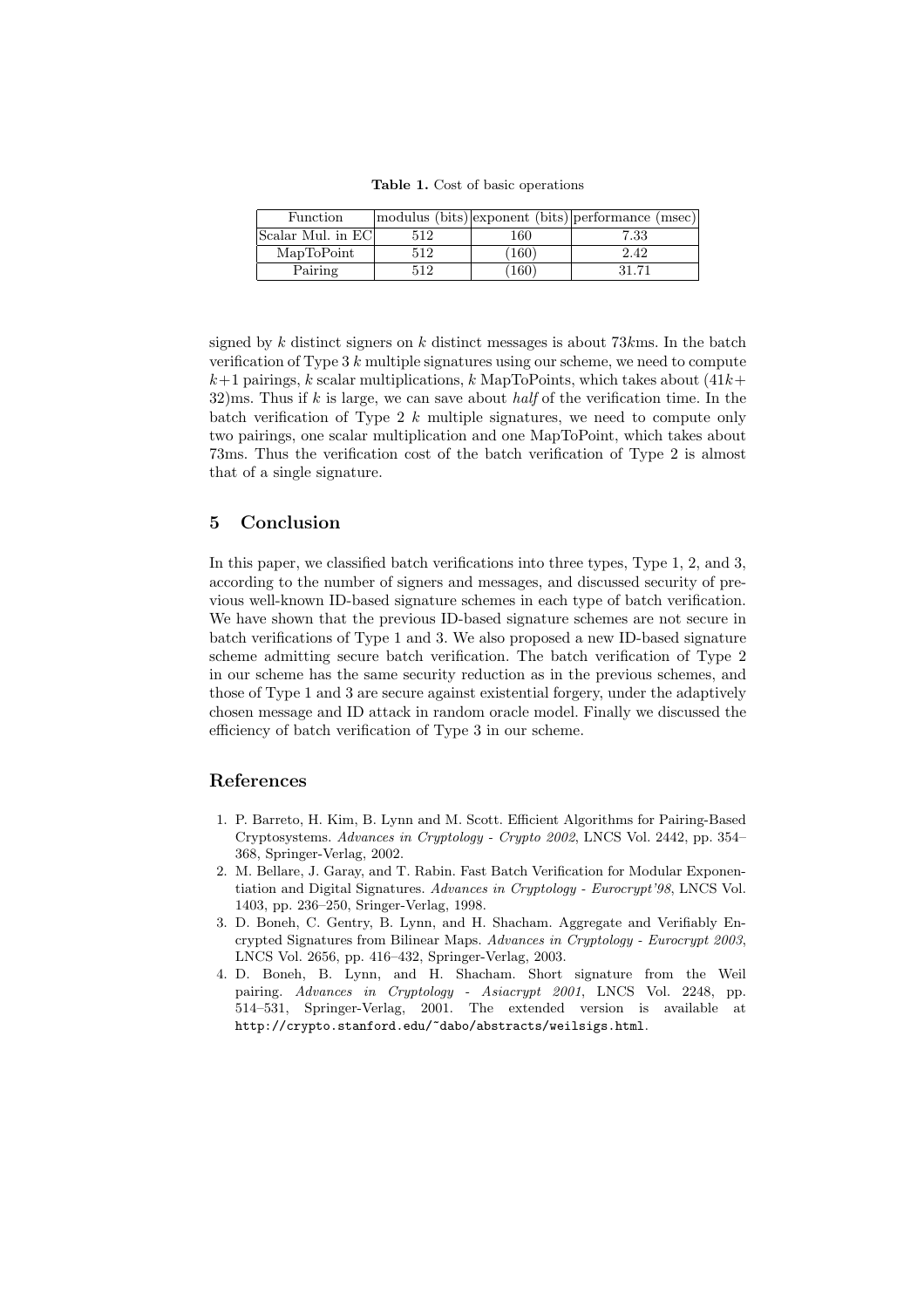**Table 1.** Cost of basic operations

| Function | modulus (bits) | exponent (bits) | performance (msec) |
|---|---|---|---|
| Scalar Mul. in EC | 512 | 160 | 7.33 |
| MapToPoint | 512 | (160) | 2.42 |
| Pairing | 512 | (160) | 31.71 |

signed by $k$ distinct signers on $k$ distinct messages is about $73k$ms. In the batch verification of Type 3 $k$ multiple signatures using our scheme, we need to compute $k+1$ pairings, $k$ scalar multiplications, $k$ MapToPoints, which takes about $(41k+32)$ms. Thus if $k$ is large, we can save about *half* of the verification time. In the batch verification of Type 2 $k$ multiple signatures, we need to compute only two pairings, one scalar multiplication and one MapToPoint, which takes about 73ms. Thus the verification cost of the batch verification of Type 2 is almost that of a single signature.

## 5 Conclusion

In this paper, we classified batch verifications into three types, Type 1, 2, and 3, according to the number of signers and messages, and discussed security of previous well-known ID-based signature schemes in each type of batch verification. We have shown that the previous ID-based signature schemes are not secure in batch verifications of Type 1 and 3. We also proposed a new ID-based signature scheme admitting secure batch verification. The batch verification of Type 2 in our scheme has the same security reduction as in the previous schemes, and those of Type 1 and 3 are secure against existential forgery, under the adaptively chosen message and ID attack in random oracle model. Finally we discussed the efficiency of batch verification of Type 3 in our scheme.

## References

1. P. Barreto, H. Kim, B. Lynn and M. Scott. Efficient Algorithms for Pairing-Based Cryptosystems. *Advances in Cryptology - Crypto 2002*, LNCS Vol. 2442, pp. 354–368, Springer-Verlag, 2002.
2. M. Bellare, J. Garay, and T. Rabin. Fast Batch Verification for Modular Exponentiation and Digital Signatures. *Advances in Cryptology - Eurocrypt'98*, LNCS Vol. 1403, pp. 236–250, Sringer-Verlag, 1998.
3. D. Boneh, C. Gentry, B. Lynn, and H. Shacham. Aggregate and Verifiably Encrypted Signatures from Bilinear Maps. *Advances in Cryptology - Eurocrypt 2003*, LNCS Vol. 2656, pp. 416–432, Springer-Verlag, 2003.
4. D. Boneh, B. Lynn, and H. Shacham. Short signature from the Weil pairing. *Advances in Cryptology - Asiacrypt 2001*, LNCS Vol. 2248, pp. 514–531, Springer-Verlag, 2001. The extended version is available at `http://crypto.stanford.edu/~dabo/abstracts/weilsigs.html`.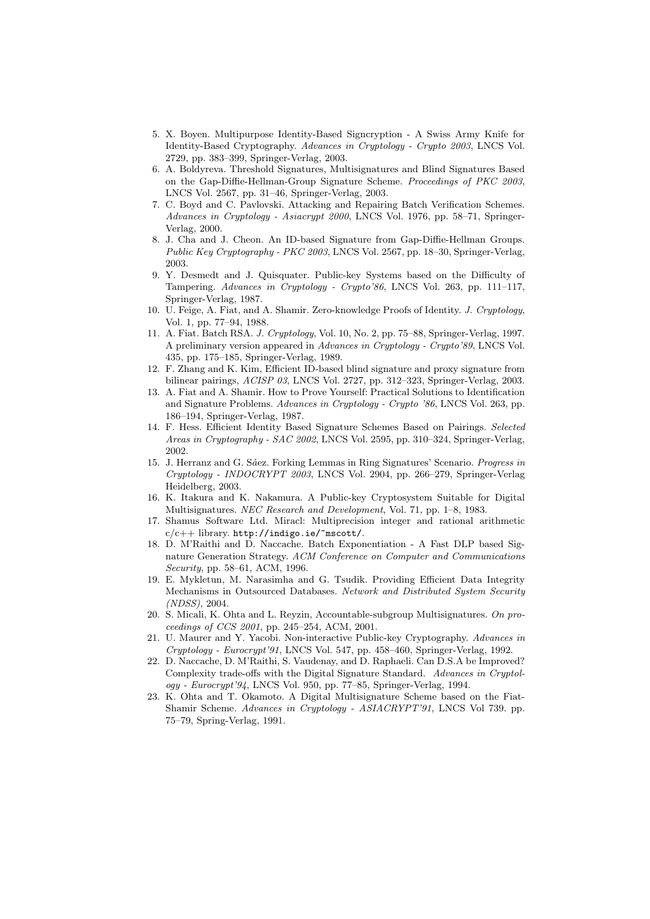5. X. Boyen. Multipurpose Identity-Based Signcryption - A Swiss Army Knife for Identity-Based Cryptography. *Advances in Cryptology - Crypto 2003*, LNCS Vol. 2729, pp. 383–399, Springer-Verlag, 2003.
6. A. Boldyreva. Threshold Signatures, Multisignatures and Blind Signatures Based on the Gap-Diffie-Hellman-Group Signature Scheme. *Proceedings of PKC 2003*, LNCS Vol. 2567, pp. 31–46, Springer-Verlag, 2003.
7. C. Boyd and C. Pavlovski. Attacking and Repairing Batch Verification Schemes. *Advances in Cryptology - Asiacrypt 2000*, LNCS Vol. 1976, pp. 58–71, Springer-Verlag, 2000.
8. J. Cha and J. Cheon. An ID-based Signature from Gap-Diffie-Hellman Groups. *Public Key Cryptography - PKC 2003*, LNCS Vol. 2567, pp. 18–30, Springer-Verlag, 2003.
9. Y. Desmedt and J. Quisquater. Public-key Systems based on the Difficulty of Tampering. *Advances in Cryptology - Crypto'86*, LNCS Vol. 263, pp. 111–117, Springer-Verlag, 1987.
10. U. Feige, A. Fiat, and A. Shamir. Zero-knowledge Proofs of Identity. *J. Cryptology*, Vol. 1, pp. 77–94, 1988.
11. A. Fiat. Batch RSA. *J. Cryptology*, Vol. 10, No. 2, pp. 75–88, Springer-Verlag, 1997. A preliminary version appeared in *Advances in Cryptology - Crypto'89*, LNCS Vol. 435, pp. 175–185, Springer-Verlag, 1989.
12. F. Zhang and K. Kim, Efficient ID-based blind signature and proxy signature from bilinear pairings, *ACISP 03*, LNCS Vol. 2727, pp. 312–323, Springer-Verlag, 2003.
13. A. Fiat and A. Shamir. How to Prove Yourself: Practical Solutions to Identification and Signature Problems. *Advances in Cryptology - Crypto '86*, LNCS Vol. 263, pp. 186–194, Springer-Verlag, 1987.
14. F. Hess. Efficient Identity Based Signature Schemes Based on Pairings. *Selected Areas in Cryptography - SAC 2002*, LNCS Vol. 2595, pp. 310–324, Springer-Verlag, 2002.
15. J. Herranz and G. Sáez. Forking Lemmas in Ring Signatures' Scenario. *Progress in Cryptology - INDOCRYPT 2003*, LNCS Vol. 2904, pp. 266–279, Springer-Verlag Heidelberg, 2003.
16. K. Itakura and K. Nakamura. A Public-key Cryptosystem Suitable for Digital Multisignatures. *NEC Research and Development*, Vol. 71, pp. 1–8, 1983.
17. Shamus Software Ltd. Miracl: Multiprecision integer and rational arithmetic c/c++ library. http://indigo.ie/~mscott/.
18. D. M'Raithi and D. Naccache. Batch Exponentiation - A Fast DLP based Signature Generation Strategy. *ACM Conference on Computer and Communications Security*, pp. 58–61, ACM, 1996.
19. E. Mykletun, M. Narasimha and G. Tsudik. Providing Efficient Data Integrity Mechanisms in Outsourced Databases. *Network and Distributed System Security (NDSS)*, 2004.
20. S. Micali, K. Ohta and L. Reyzin, Accountable-subgroup Multisignatures. *On proceedings of CCS 2001*, pp. 245–254, ACM, 2001.
21. U. Maurer and Y. Yacobi. Non-interactive Public-key Cryptography. *Advances in Cryptology - Eurocrypt'91*, LNCS Vol. 547, pp. 458–460, Springer-Verlag, 1992.
22. D. Naccache, D. M'Raithi, S. Vaudenay, and D. Raphaeli. Can D.S.A be Improved? Complexity trade-offs with the Digital Signature Standard. *Advances in Cryptology - Eurocrypt'94*, LNCS Vol. 950, pp. 77–85, Springer-Verlag, 1994.
23. K. Ohta and T. Okamoto. A Digital Multisignature Scheme based on the Fiat-Shamir Scheme. *Advances in Cryptology - ASIACRYPT'91*, LNCS Vol 739. pp. 75–79, Spring-Verlag, 1991.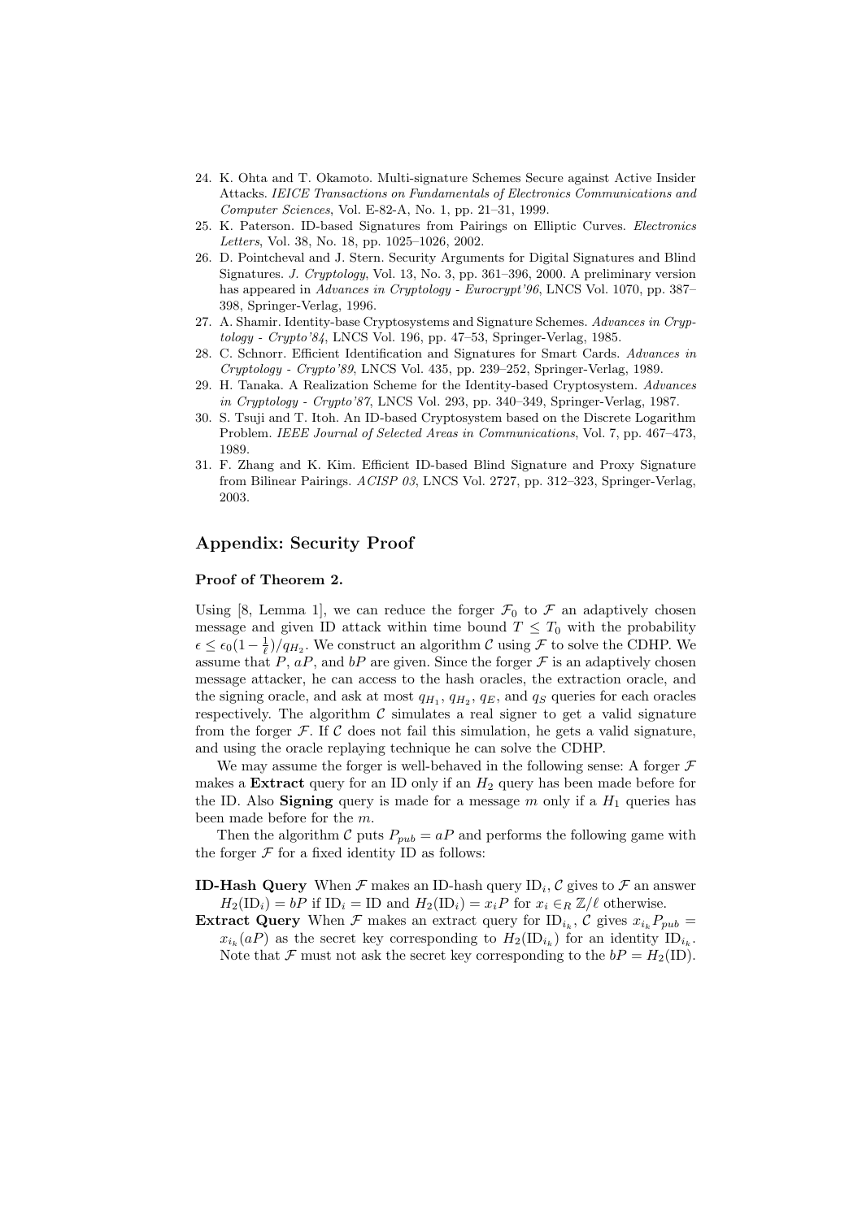24. K. Ohta and T. Okamoto. Multi-signature Schemes Secure against Active Insider Attacks. *IEICE Transactions on Fundamentals of Electronics Communications and Computer Sciences*, Vol. E-82-A, No. 1, pp. 21–31, 1999.
25. K. Paterson. ID-based Signatures from Pairings on Elliptic Curves. *Electronics Letters*, Vol. 38, No. 18, pp. 1025–1026, 2002.
26. D. Pointcheval and J. Stern. Security Arguments for Digital Signatures and Blind Signatures. *J. Cryptology*, Vol. 13, No. 3, pp. 361–396, 2000. A preliminary version has appeared in *Advances in Cryptology - Eurocrypt'96*, LNCS Vol. 1070, pp. 387–398, Springer-Verlag, 1996.
27. A. Shamir. Identity-base Cryptosystems and Signature Schemes. *Advances in Cryptology - Crypto'84*, LNCS Vol. 196, pp. 47–53, Springer-Verlag, 1985.
28. C. Schnorr. Efficient Identification and Signatures for Smart Cards. *Advances in Cryptology - Crypto'89*, LNCS Vol. 435, pp. 239–252, Springer-Verlag, 1989.
29. H. Tanaka. A Realization Scheme for the Identity-based Cryptosystem. *Advances in Cryptology - Crypto'87*, LNCS Vol. 293, pp. 340–349, Springer-Verlag, 1987.
30. S. Tsuji and T. Itoh. An ID-based Cryptosystem based on the Discrete Logarithm Problem. *IEEE Journal of Selected Areas in Communications*, Vol. 7, pp. 467–473, 1989.
31. F. Zhang and K. Kim. Efficient ID-based Blind Signature and Proxy Signature from Bilinear Pairings. *ACISP 03*, LNCS Vol. 2727, pp. 312–323, Springer-Verlag, 2003.

## Appendix: Security Proof

### Proof of Theorem 2.

Using [8, Lemma 1], we can reduce the forger $\mathcal{F}_0$ to $\mathcal{F}$ an adaptively chosen message and given ID attack within time bound $T \leq T_0$ with the probability $\epsilon \leq \epsilon_0(1-\frac{1}{\ell})/q_{H_2}$. We construct an algorithm $\mathcal{C}$ using $\mathcal{F}$ to solve the CDHP. We assume that $P$, $aP$, and $bP$ are given. Since the forger $\mathcal{F}$ is an adaptively chosen message attacker, he can access to the hash oracles, the extraction oracle, and the signing oracle, and ask at most $q_{H_1}$, $q_{H_2}$, $q_E$, and $q_S$ queries for each oracles respectively. The algorithm $\mathcal{C}$ simulates a real signer to get a valid signature from the forger $\mathcal{F}$. If $\mathcal{C}$ does not fail this simulation, he gets a valid signature, and using the oracle replaying technique he can solve the CDHP.

We may assume the forger is well-behaved in the following sense: A forger $\mathcal{F}$ makes a **Extract** query for an ID only if an $H_2$ query has been made before for the ID. Also **Signing** query is made for a message $m$ only if a $H_1$ queries has been made before for the $m$.

Then the algorithm $\mathcal{C}$ puts $P_{pub} = aP$ and performs the following game with the forger $\mathcal{F}$ for a fixed identity ID as follows:

**ID-Hash Query** When $\mathcal{F}$ makes an ID-hash query $\mathrm{ID}_i$, $\mathcal{C}$ gives to $\mathcal{F}$ an answer $H_2(\mathrm{ID}_i) = bP$ if $\mathrm{ID}_i = \mathrm{ID}$ and $H_2(\mathrm{ID}_i) = x_iP$ for $x_i \in_R \mathbb{Z}/\ell$ otherwise.

**Extract Query** When $\mathcal{F}$ makes an extract query for $\mathrm{ID}_{i_k}$, $\mathcal{C}$ gives $x_{i_k}P_{pub} = x_{i_k}(aP)$ as the secret key corresponding to $H_2(\mathrm{ID}_{i_k})$ for an identity $\mathrm{ID}_{i_k}$. Note that $\mathcal{F}$ must not ask the secret key corresponding to the $bP = H_2(\mathrm{ID})$.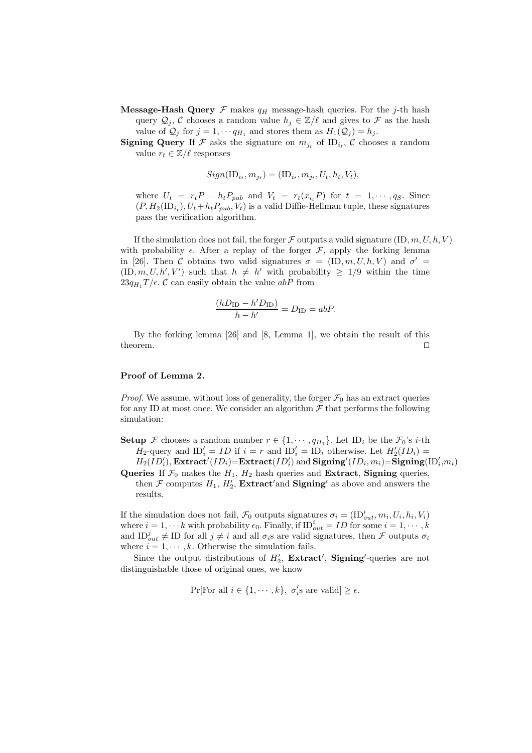**Message-Hash Query** $\mathcal{F}$ makes $q_H$ message-hash queries. For the $j$-th hash query $\mathcal{Q}_j$, $\mathcal{C}$ chooses a random value $h_j \in \mathbb{Z}/\ell$ and gives to $\mathcal{F}$ as the hash value of $\mathcal{Q}_j$ for $j = 1, \cdots q_{H_1}$ and stores them as $H_1(\mathcal{Q}_j) = h_j$.

**Signing Query** If $\mathcal{F}$ asks the signature on $m_{j_t}$ of $\mathrm{ID}_{i_t}$, $\mathcal{C}$ chooses a random value $r_t \in \mathbb{Z}/\ell$ responses

$$Sign(\mathrm{ID}_{i_t}, m_{j_t}) = (\mathrm{ID}_{i_t}, m_{j_t}, U_t, h_t, V_t),$$

where $U_t = r_t P - h_t P_{pub}$ and $V_t = r_t(x_{i_t} P)$ for $t = 1, \cdots, q_S$. Since $(P, H_2(\mathrm{ID}_{i_t}), U_t + h_t P_{pub}, V_t)$ is a valid Diffie-Hellman tuple, these signatures pass the verification algorithm.

If the simulation does not fail, the forger $\mathcal{F}$ outputs a valid signature $(\mathrm{ID}, m, U, h, V)$ with probability $\epsilon$. After a replay of the forger $\mathcal{F}$, apply the forking lemma in [26]. Then $\mathcal{C}$ obtains two valid signatures $\sigma = (\mathrm{ID}, m, U, h, V)$ and $\sigma' = (\mathrm{ID}, m, U, h', V')$ such that $h \neq h'$ with probability $\geq 1/9$ within the time $23 q_{H_1} T/\epsilon$. $\mathcal{C}$ can easily obtain the value $abP$ from

$$\frac{(hD_{\mathrm{ID}} - h' D_{\mathrm{ID}})}{h - h'} = D_{\mathrm{ID}} = abP.$$

By the forking lemma [26] and [8, Lemma 1], we obtain the result of this theorem. $\square$

**Proof of Lemma 2.**

*Proof.* We assume, without loss of generality, the forger $\mathcal{F}_0$ has an extract queries for any ID at most once. We consider an algorithm $\mathcal{F}$ that performs the following simulation:

**Setup** $\mathcal{F}$ chooses a random number $r \in \{1, \cdots, q_{H_1}\}$. Let $\mathrm{ID}_i$ be the $\mathcal{F}_0$'s $i$-th $H_2$-query and $\mathrm{ID}'_i = ID$ if $i = r$ and $\mathrm{ID}'_i = \mathrm{ID}_i$ otherwise. Let $H'_2(ID_i) = H_2(ID'_i)$, $\mathbf{Extract}'(ID_i)$=$\mathbf{Extract}(ID'_i)$ and $\mathbf{Signing}'(ID_i, m_i)$=$\mathbf{Signing}(\mathrm{ID}'_i$,$m_i)$

**Queries** If $\mathcal{F}_0$ makes the $H_1$, $H_2$ hash queries and **Extract**, **Signing** queries, then $\mathcal{F}$ computes $H_1$, $H'_2$, $\mathbf{Extract}'$and $\mathbf{Signing}'$ as above and answers the results.

If the simulation does not fail, $\mathcal{F}_0$ outputs signatures $\sigma_i = (\mathrm{ID}^i_{out}, m_i, U_i, h_i, V_i)$ where $i = 1, \cdots k$ with probability $\epsilon_0$. Finally, if $\mathrm{ID}^i_{out} = ID$ for some $i = 1, \cdots, k$ and $\mathrm{ID}^j_{out} \neq \mathrm{ID}$ for all $j \neq i$ and all $\sigma_i$s are valid signatures, then $\mathcal{F}$ outputs $\sigma_i$ where $i = 1, \cdots, k$. Otherwise the simulation fails.

Since the output distributions of $H'_2$, $\mathbf{Extract}'$, $\mathbf{Signing}'$-queries are not distinguishable those of original ones, we know

$$\Pr[\text{For all } i \in \{1, \cdots, k\},\ \sigma'_i\text{s are valid}] \geq \epsilon.$$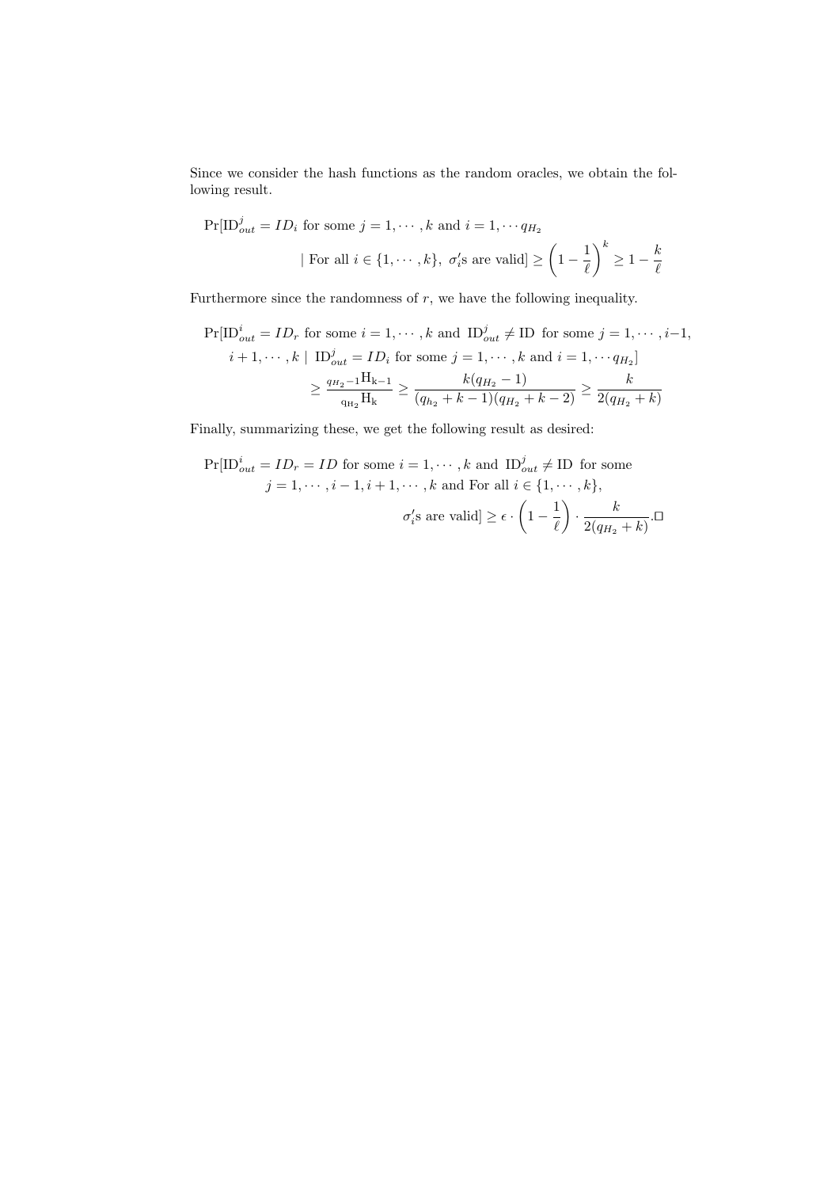Since we consider the hash functions as the random oracles, we obtain the following result.

$$\Pr[\mathrm{ID}_{out}^{j} = ID_i \text{ for some } j = 1, \cdots, k \text{ and } i = 1, \cdots q_{H_2} \mid \text{For all } i \in \{1, \cdots, k\},\ \sigma_i'\text{s are valid}] \geq \left(1 - \frac{1}{\ell}\right)^k \geq 1 - \frac{k}{\ell}$$

Furthermore since the randomness of $r$, we have the following inequality.

$$\Pr[\mathrm{ID}_{out}^{i} = ID_r \text{ for some } i = 1, \cdots, k \text{ and } \mathrm{ID}_{out}^{j} \neq \mathrm{ID} \text{ for some } j = 1, \cdots, i-1, i+1, \cdots, k \mid \mathrm{ID}_{out}^{j} = ID_i \text{ for some } j = 1, \cdots, k \text{ and } i = 1, \cdots q_{H_2}]$$

$$\geq \frac{{}_{q_{H_2}-1}\mathrm{H}_{\mathrm{k}-1}}{{}_{\mathrm{q}_{\mathrm{H}_2}}\mathrm{H}_{\mathrm{k}}} \geq \frac{k(q_{H_2} - 1)}{(q_{h_2} + k - 1)(q_{H_2} + k - 2)} \geq \frac{k}{2(q_{H_2} + k)}$$

Finally, summarizing these, we get the following result as desired:

$$\Pr[\mathrm{ID}_{out}^{i} = ID_r = ID \text{ for some } i = 1, \cdots, k \text{ and } \mathrm{ID}_{out}^{j} \neq \mathrm{ID} \text{ for some } j = 1, \cdots, i-1, i+1, \cdots, k \text{ and For all } i \in \{1, \cdots, k\}, \sigma_i'\text{s are valid}] \geq \epsilon \cdot \left(1 - \frac{1}{\ell}\right) \cdot \frac{k}{2(q_{H_2} + k)}. \square$$